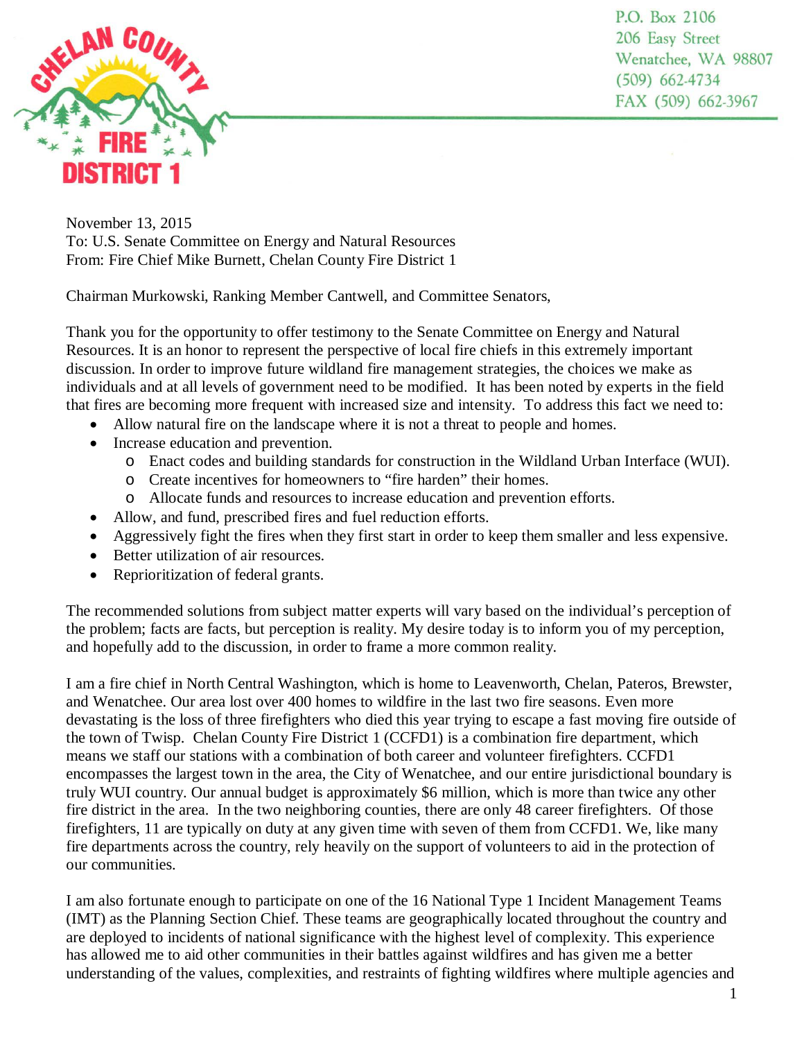CHELAN COUNTY FIRE DISTRICT 1

P.O. Box 2106
206 Easy Street
Wenatchee, WA 98807
(509) 662-4734
FAX (509) 662-3967

November 13, 2015
To: U.S. Senate Committee on Energy and Natural Resources
From: Fire Chief Mike Burnett, Chelan County Fire District 1

Chairman Murkowski, Ranking Member Cantwell, and Committee Senators,

Thank you for the opportunity to offer testimony to the Senate Committee on Energy and Natural Resources. It is an honor to represent the perspective of local fire chiefs in this extremely important discussion. In order to improve future wildland fire management strategies, the choices we make as individuals and at all levels of government need to be modified. It has been noted by experts in the field that fires are becoming more frequent with increased size and intensity. To address this fact we need to:

- Allow natural fire on the landscape where it is not a threat to people and homes.
- Increase education and prevention.
  - Enact codes and building standards for construction in the Wildland Urban Interface (WUI).
  - Create incentives for homeowners to "fire harden" their homes.
  - Allocate funds and resources to increase education and prevention efforts.
- Allow, and fund, prescribed fires and fuel reduction efforts.
- Aggressively fight the fires when they first start in order to keep them smaller and less expensive.
- Better utilization of air resources.
- Reprioritization of federal grants.

The recommended solutions from subject matter experts will vary based on the individual's perception of the problem; facts are facts, but perception is reality. My desire today is to inform you of my perception, and hopefully add to the discussion, in order to frame a more common reality.

I am a fire chief in North Central Washington, which is home to Leavenworth, Chelan, Pateros, Brewster, and Wenatchee. Our area lost over 400 homes to wildfire in the last two fire seasons. Even more devastating is the loss of three firefighters who died this year trying to escape a fast moving fire outside of the town of Twisp. Chelan County Fire District 1 (CCFD1) is a combination fire department, which means we staff our stations with a combination of both career and volunteer firefighters. CCFD1 encompasses the largest town in the area, the City of Wenatchee, and our entire jurisdictional boundary is truly WUI country. Our annual budget is approximately $6 million, which is more than twice any other fire district in the area. In the two neighboring counties, there are only 48 career firefighters. Of those firefighters, 11 are typically on duty at any given time with seven of them from CCFD1. We, like many fire departments across the country, rely heavily on the support of volunteers to aid in the protection of our communities.

I am also fortunate enough to participate on one of the 16 National Type 1 Incident Management Teams (IMT) as the Planning Section Chief. These teams are geographically located throughout the country and are deployed to incidents of national significance with the highest level of complexity. This experience has allowed me to aid other communities in their battles against wildfires and has given me a better understanding of the values, complexities, and restraints of fighting wildfires where multiple agencies and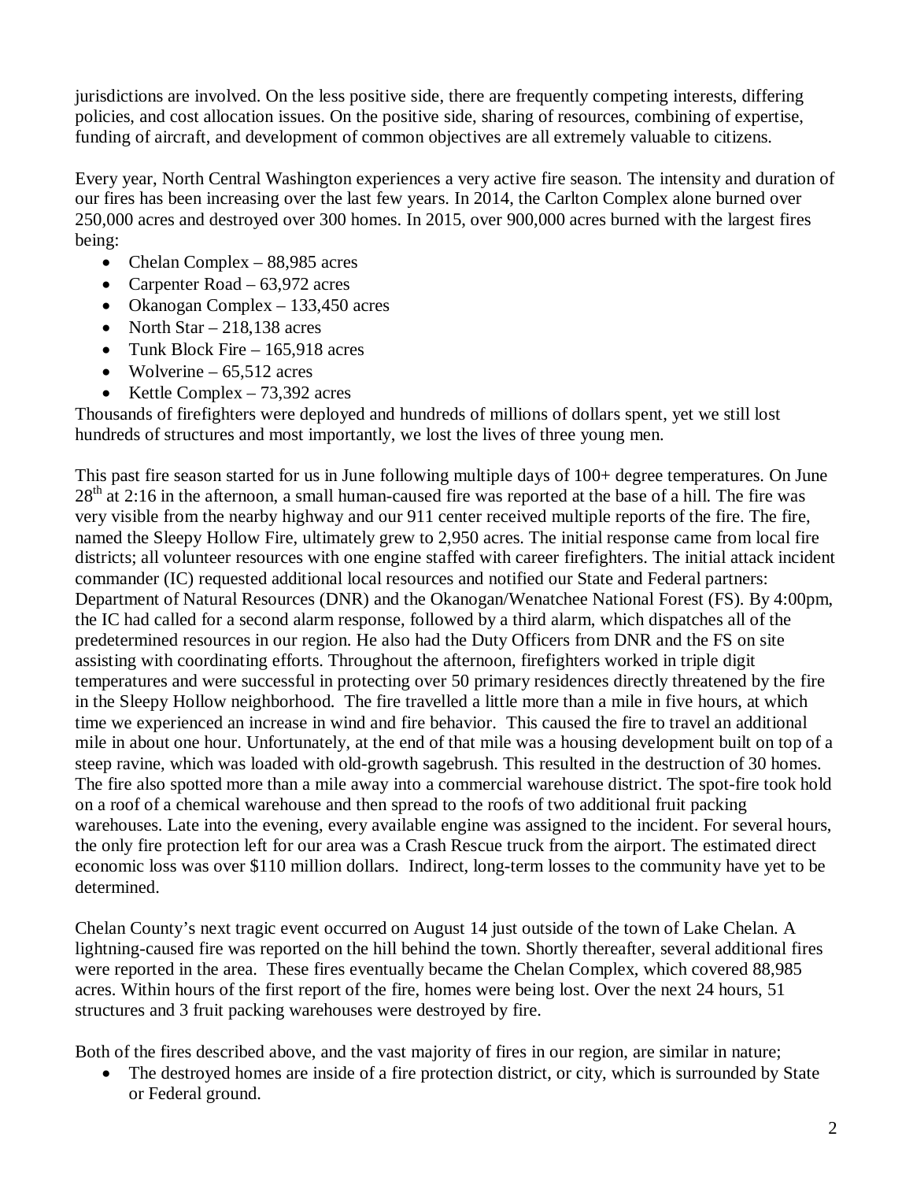jurisdictions are involved. On the less positive side, there are frequently competing interests, differing policies, and cost allocation issues. On the positive side, sharing of resources, combining of expertise, funding of aircraft, and development of common objectives are all extremely valuable to citizens.

Every year, North Central Washington experiences a very active fire season. The intensity and duration of our fires has been increasing over the last few years. In 2014, the Carlton Complex alone burned over 250,000 acres and destroyed over 300 homes. In 2015, over 900,000 acres burned with the largest fires being:

- Chelan Complex – 88,985 acres
- Carpenter Road – 63,972 acres
- Okanogan Complex – 133,450 acres
- North Star – 218,138 acres
- Tunk Block Fire – 165,918 acres
- Wolverine – 65,512 acres
- Kettle Complex – 73,392 acres

Thousands of firefighters were deployed and hundreds of millions of dollars spent, yet we still lost hundreds of structures and most importantly, we lost the lives of three young men.

This past fire season started for us in June following multiple days of 100+ degree temperatures. On June 28th at 2:16 in the afternoon, a small human-caused fire was reported at the base of a hill. The fire was very visible from the nearby highway and our 911 center received multiple reports of the fire. The fire, named the Sleepy Hollow Fire, ultimately grew to 2,950 acres. The initial response came from local fire districts; all volunteer resources with one engine staffed with career firefighters. The initial attack incident commander (IC) requested additional local resources and notified our State and Federal partners: Department of Natural Resources (DNR) and the Okanogan/Wenatchee National Forest (FS). By 4:00pm, the IC had called for a second alarm response, followed by a third alarm, which dispatches all of the predetermined resources in our region. He also had the Duty Officers from DNR and the FS on site assisting with coordinating efforts. Throughout the afternoon, firefighters worked in triple digit temperatures and were successful in protecting over 50 primary residences directly threatened by the fire in the Sleepy Hollow neighborhood. The fire travelled a little more than a mile in five hours, at which time we experienced an increase in wind and fire behavior. This caused the fire to travel an additional mile in about one hour. Unfortunately, at the end of that mile was a housing development built on top of a steep ravine, which was loaded with old-growth sagebrush. This resulted in the destruction of 30 homes. The fire also spotted more than a mile away into a commercial warehouse district. The spot-fire took hold on a roof of a chemical warehouse and then spread to the roofs of two additional fruit packing warehouses. Late into the evening, every available engine was assigned to the incident. For several hours, the only fire protection left for our area was a Crash Rescue truck from the airport. The estimated direct economic loss was over $110 million dollars. Indirect, long-term losses to the community have yet to be determined.

Chelan County's next tragic event occurred on August 14 just outside of the town of Lake Chelan. A lightning-caused fire was reported on the hill behind the town. Shortly thereafter, several additional fires were reported in the area. These fires eventually became the Chelan Complex, which covered 88,985 acres. Within hours of the first report of the fire, homes were being lost. Over the next 24 hours, 51 structures and 3 fruit packing warehouses were destroyed by fire.

Both of the fires described above, and the vast majority of fires in our region, are similar in nature;

- The destroyed homes are inside of a fire protection district, or city, which is surrounded by State or Federal ground.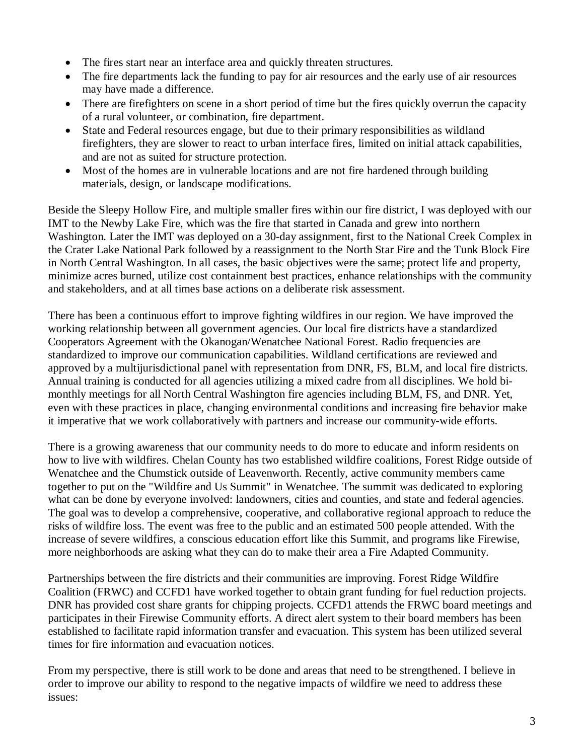- The fires start near an interface area and quickly threaten structures.
- The fire departments lack the funding to pay for air resources and the early use of air resources may have made a difference.
- There are firefighters on scene in a short period of time but the fires quickly overrun the capacity of a rural volunteer, or combination, fire department.
- State and Federal resources engage, but due to their primary responsibilities as wildland firefighters, they are slower to react to urban interface fires, limited on initial attack capabilities, and are not as suited for structure protection.
- Most of the homes are in vulnerable locations and are not fire hardened through building materials, design, or landscape modifications.

Beside the Sleepy Hollow Fire, and multiple smaller fires within our fire district, I was deployed with our IMT to the Newby Lake Fire, which was the fire that started in Canada and grew into northern Washington. Later the IMT was deployed on a 30-day assignment, first to the National Creek Complex in the Crater Lake National Park followed by a reassignment to the North Star Fire and the Tunk Block Fire in North Central Washington. In all cases, the basic objectives were the same; protect life and property, minimize acres burned, utilize cost containment best practices, enhance relationships with the community and stakeholders, and at all times base actions on a deliberate risk assessment.

There has been a continuous effort to improve fighting wildfires in our region. We have improved the working relationship between all government agencies. Our local fire districts have a standardized Cooperators Agreement with the Okanogan/Wenatchee National Forest. Radio frequencies are standardized to improve our communication capabilities. Wildland certifications are reviewed and approved by a multijurisdictional panel with representation from DNR, FS, BLM, and local fire districts. Annual training is conducted for all agencies utilizing a mixed cadre from all disciplines. We hold bi-monthly meetings for all North Central Washington fire agencies including BLM, FS, and DNR. Yet, even with these practices in place, changing environmental conditions and increasing fire behavior make it imperative that we work collaboratively with partners and increase our community-wide efforts.

There is a growing awareness that our community needs to do more to educate and inform residents on how to live with wildfires. Chelan County has two established wildfire coalitions, Forest Ridge outside of Wenatchee and the Chumstick outside of Leavenworth. Recently, active community members came together to put on the "Wildfire and Us Summit" in Wenatchee. The summit was dedicated to exploring what can be done by everyone involved: landowners, cities and counties, and state and federal agencies. The goal was to develop a comprehensive, cooperative, and collaborative regional approach to reduce the risks of wildfire loss. The event was free to the public and an estimated 500 people attended. With the increase of severe wildfires, a conscious education effort like this Summit, and programs like Firewise, more neighborhoods are asking what they can do to make their area a Fire Adapted Community.

Partnerships between the fire districts and their communities are improving. Forest Ridge Wildfire Coalition (FRWC) and CCFD1 have worked together to obtain grant funding for fuel reduction projects. DNR has provided cost share grants for chipping projects. CCFD1 attends the FRWC board meetings and participates in their Firewise Community efforts. A direct alert system to their board members has been established to facilitate rapid information transfer and evacuation. This system has been utilized several times for fire information and evacuation notices.

From my perspective, there is still work to be done and areas that need to be strengthened. I believe in order to improve our ability to respond to the negative impacts of wildfire we need to address these issues: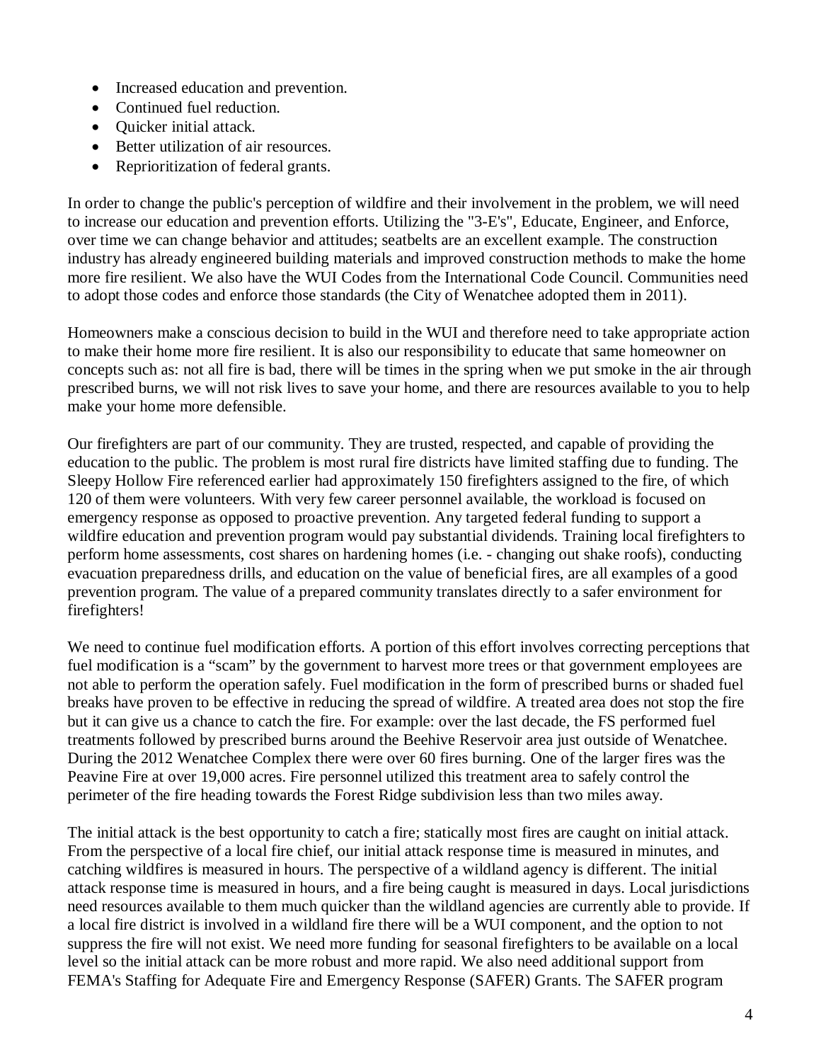- Increased education and prevention.
- Continued fuel reduction.
- Quicker initial attack.
- Better utilization of air resources.
- Reprioritization of federal grants.

In order to change the public's perception of wildfire and their involvement in the problem, we will need to increase our education and prevention efforts. Utilizing the "3-E's", Educate, Engineer, and Enforce, over time we can change behavior and attitudes; seatbelts are an excellent example. The construction industry has already engineered building materials and improved construction methods to make the home more fire resilient. We also have the WUI Codes from the International Code Council. Communities need to adopt those codes and enforce those standards (the City of Wenatchee adopted them in 2011).

Homeowners make a conscious decision to build in the WUI and therefore need to take appropriate action to make their home more fire resilient. It is also our responsibility to educate that same homeowner on concepts such as: not all fire is bad, there will be times in the spring when we put smoke in the air through prescribed burns, we will not risk lives to save your home, and there are resources available to you to help make your home more defensible.

Our firefighters are part of our community. They are trusted, respected, and capable of providing the education to the public. The problem is most rural fire districts have limited staffing due to funding. The Sleepy Hollow Fire referenced earlier had approximately 150 firefighters assigned to the fire, of which 120 of them were volunteers. With very few career personnel available, the workload is focused on emergency response as opposed to proactive prevention. Any targeted federal funding to support a wildfire education and prevention program would pay substantial dividends. Training local firefighters to perform home assessments, cost shares on hardening homes (i.e. - changing out shake roofs), conducting evacuation preparedness drills, and education on the value of beneficial fires, are all examples of a good prevention program. The value of a prepared community translates directly to a safer environment for firefighters!

We need to continue fuel modification efforts. A portion of this effort involves correcting perceptions that fuel modification is a "scam" by the government to harvest more trees or that government employees are not able to perform the operation safely. Fuel modification in the form of prescribed burns or shaded fuel breaks have proven to be effective in reducing the spread of wildfire. A treated area does not stop the fire but it can give us a chance to catch the fire. For example: over the last decade, the FS performed fuel treatments followed by prescribed burns around the Beehive Reservoir area just outside of Wenatchee. During the 2012 Wenatchee Complex there were over 60 fires burning. One of the larger fires was the Peavine Fire at over 19,000 acres. Fire personnel utilized this treatment area to safely control the perimeter of the fire heading towards the Forest Ridge subdivision less than two miles away.

The initial attack is the best opportunity to catch a fire; statically most fires are caught on initial attack. From the perspective of a local fire chief, our initial attack response time is measured in minutes, and catching wildfires is measured in hours. The perspective of a wildland agency is different. The initial attack response time is measured in hours, and a fire being caught is measured in days. Local jurisdictions need resources available to them much quicker than the wildland agencies are currently able to provide. If a local fire district is involved in a wildland fire there will be a WUI component, and the option to not suppress the fire will not exist. We need more funding for seasonal firefighters to be available on a local level so the initial attack can be more robust and more rapid. We also need additional support from FEMA's Staffing for Adequate Fire and Emergency Response (SAFER) Grants. The SAFER program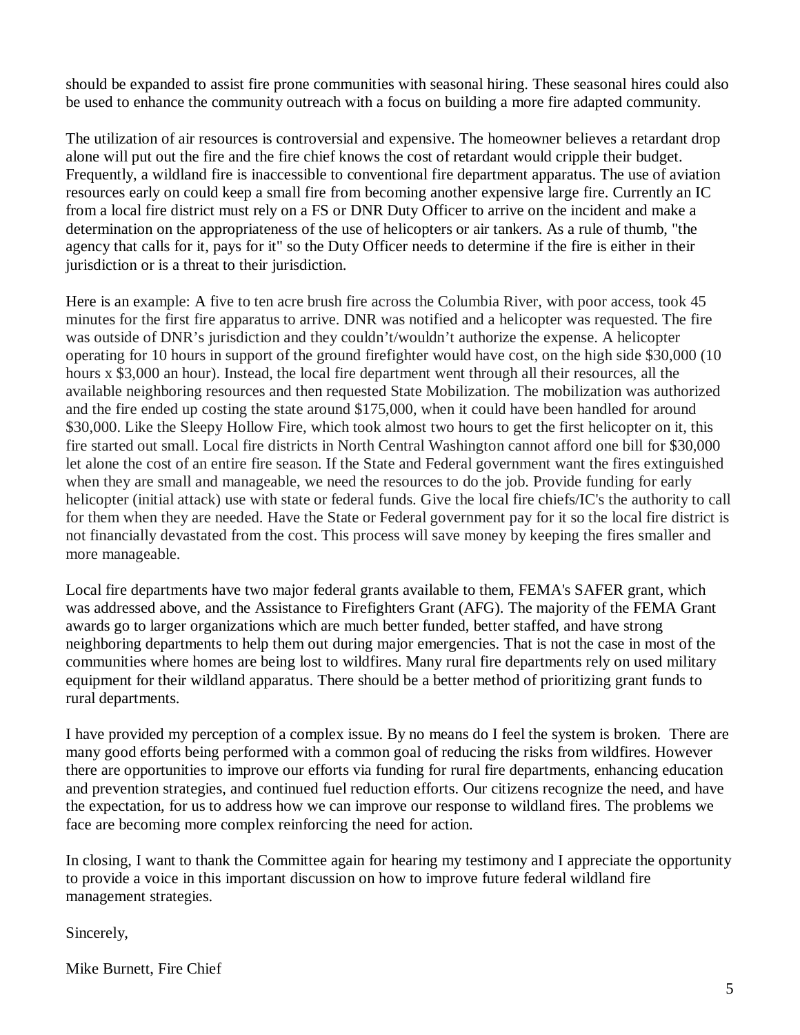should be expanded to assist fire prone communities with seasonal hiring. These seasonal hires could also be used to enhance the community outreach with a focus on building a more fire adapted community.

The utilization of air resources is controversial and expensive. The homeowner believes a retardant drop alone will put out the fire and the fire chief knows the cost of retardant would cripple their budget. Frequently, a wildland fire is inaccessible to conventional fire department apparatus. The use of aviation resources early on could keep a small fire from becoming another expensive large fire. Currently an IC from a local fire district must rely on a FS or DNR Duty Officer to arrive on the incident and make a determination on the appropriateness of the use of helicopters or air tankers. As a rule of thumb, "the agency that calls for it, pays for it" so the Duty Officer needs to determine if the fire is either in their jurisdiction or is a threat to their jurisdiction.

Here is an example: A five to ten acre brush fire across the Columbia River, with poor access, took 45 minutes for the first fire apparatus to arrive. DNR was notified and a helicopter was requested. The fire was outside of DNR's jurisdiction and they couldn't/wouldn't authorize the expense. A helicopter operating for 10 hours in support of the ground firefighter would have cost, on the high side $30,000 (10 hours x $3,000 an hour). Instead, the local fire department went through all their resources, all the available neighboring resources and then requested State Mobilization. The mobilization was authorized and the fire ended up costing the state around $175,000, when it could have been handled for around $30,000. Like the Sleepy Hollow Fire, which took almost two hours to get the first helicopter on it, this fire started out small. Local fire districts in North Central Washington cannot afford one bill for $30,000 let alone the cost of an entire fire season. If the State and Federal government want the fires extinguished when they are small and manageable, we need the resources to do the job. Provide funding for early helicopter (initial attack) use with state or federal funds. Give the local fire chiefs/IC's the authority to call for them when they are needed. Have the State or Federal government pay for it so the local fire district is not financially devastated from the cost. This process will save money by keeping the fires smaller and more manageable.

Local fire departments have two major federal grants available to them, FEMA's SAFER grant, which was addressed above, and the Assistance to Firefighters Grant (AFG). The majority of the FEMA Grant awards go to larger organizations which are much better funded, better staffed, and have strong neighboring departments to help them out during major emergencies. That is not the case in most of the communities where homes are being lost to wildfires. Many rural fire departments rely on used military equipment for their wildland apparatus. There should be a better method of prioritizing grant funds to rural departments.

I have provided my perception of a complex issue. By no means do I feel the system is broken. There are many good efforts being performed with a common goal of reducing the risks from wildfires. However there are opportunities to improve our efforts via funding for rural fire departments, enhancing education and prevention strategies, and continued fuel reduction efforts. Our citizens recognize the need, and have the expectation, for us to address how we can improve our response to wildland fires. The problems we face are becoming more complex reinforcing the need for action.

In closing, I want to thank the Committee again for hearing my testimony and I appreciate the opportunity to provide a voice in this important discussion on how to improve future federal wildland fire management strategies.

Sincerely,

Mike Burnett, Fire Chief